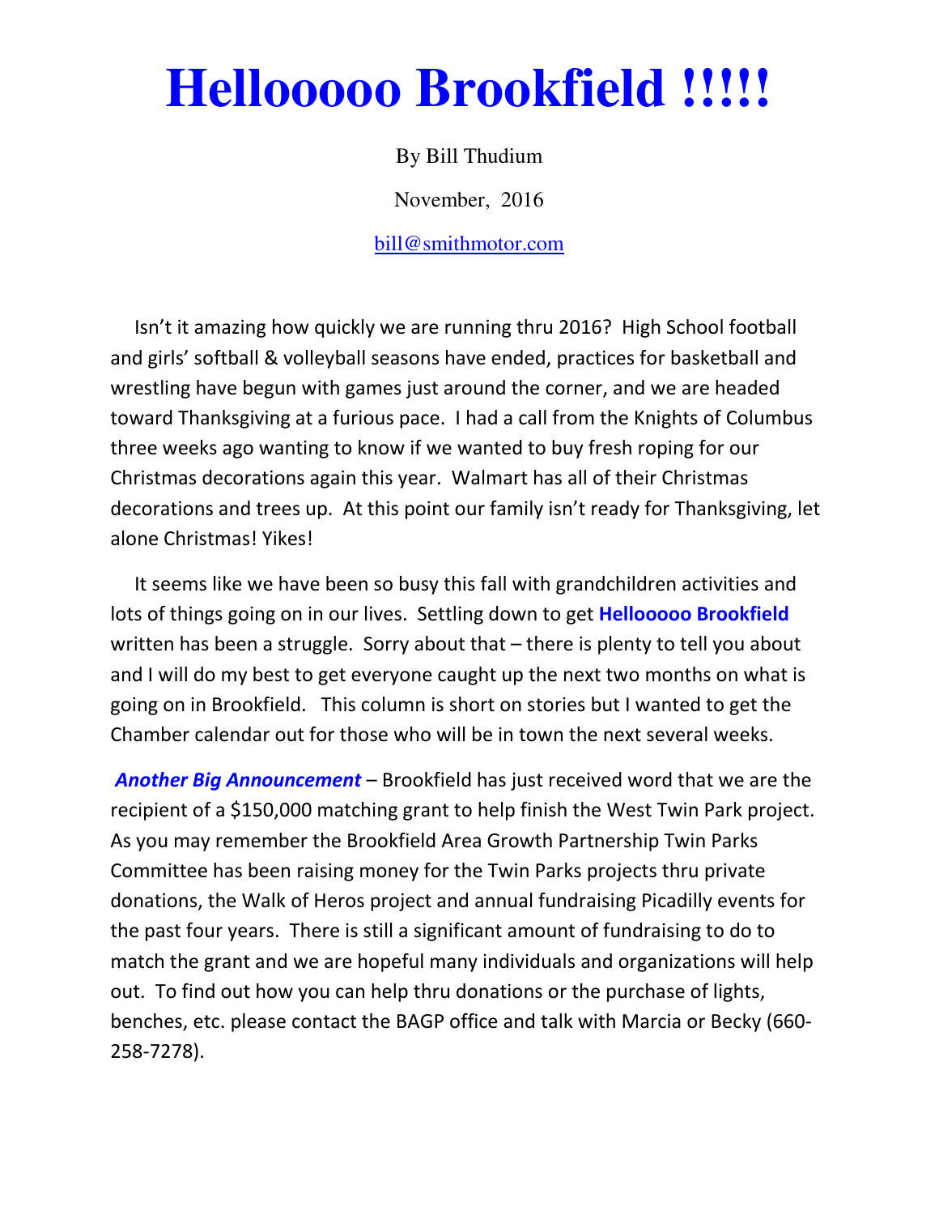# Hellooooo Brookfield !!!!!

By Bill Thudium

November, 2016

bill@smithmotor.com

Isn't it amazing how quickly we are running thru 2016? High School football and girls' softball & volleyball seasons have ended, practices for basketball and wrestling have begun with games just around the corner, and we are headed toward Thanksgiving at a furious pace. I had a call from the Knights of Columbus three weeks ago wanting to know if we wanted to buy fresh roping for our Christmas decorations again this year. Walmart has all of their Christmas decorations and trees up. At this point our family isn't ready for Thanksgiving, let alone Christmas! Yikes!

It seems like we have been so busy this fall with grandchildren activities and lots of things going on in our lives. Settling down to get **Hellooooo Brookfield** written has been a struggle. Sorry about that – there is plenty to tell you about and I will do my best to get everyone caught up the next two months on what is going on in Brookfield. This column is short on stories but I wanted to get the Chamber calendar out for those who will be in town the next several weeks.

***Another Big Announcement*** – Brookfield has just received word that we are the recipient of a $150,000 matching grant to help finish the West Twin Park project. As you may remember the Brookfield Area Growth Partnership Twin Parks Committee has been raising money for the Twin Parks projects thru private donations, the Walk of Heros project and annual fundraising Picadilly events for the past four years. There is still a significant amount of fundraising to do to match the grant and we are hopeful many individuals and organizations will help out. To find out how you can help thru donations or the purchase of lights, benches, etc. please contact the BAGP office and talk with Marcia or Becky (660-258-7278).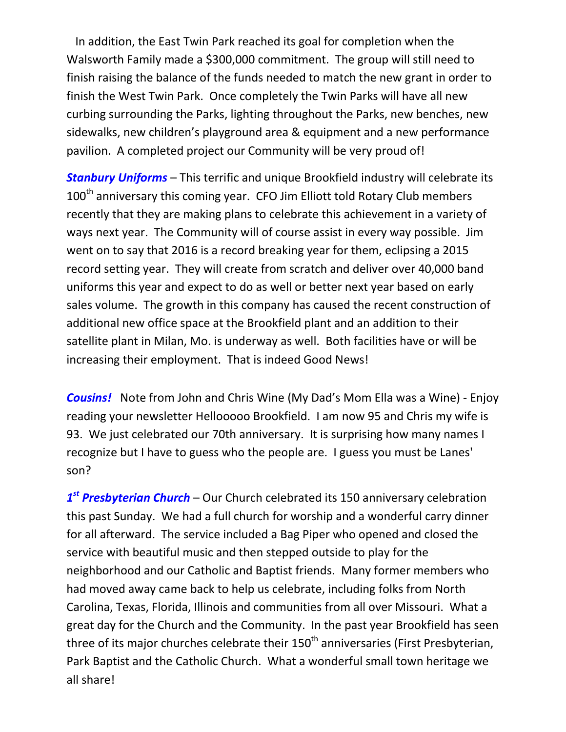In addition, the East Twin Park reached its goal for completion when the Walsworth Family made a $300,000 commitment. The group will still need to finish raising the balance of the funds needed to match the new grant in order to finish the West Twin Park. Once completely the Twin Parks will have all new curbing surrounding the Parks, lighting throughout the Parks, new benches, new sidewalks, new children's playground area & equipment and a new performance pavilion. A completed project our Community will be very proud of!

***Stanbury Uniforms*** – This terrific and unique Brookfield industry will celebrate its 100th anniversary this coming year. CFO Jim Elliott told Rotary Club members recently that they are making plans to celebrate this achievement in a variety of ways next year. The Community will of course assist in every way possible. Jim went on to say that 2016 is a record breaking year for them, eclipsing a 2015 record setting year. They will create from scratch and deliver over 40,000 band uniforms this year and expect to do as well or better next year based on early sales volume. The growth in this company has caused the recent construction of additional new office space at the Brookfield plant and an addition to their satellite plant in Milan, Mo. is underway as well. Both facilities have or will be increasing their employment. That is indeed Good News!

***Cousins!*** Note from John and Chris Wine (My Dad's Mom Ella was a Wine) - Enjoy reading your newsletter Hellooooo Brookfield. I am now 95 and Chris my wife is 93. We just celebrated our 70th anniversary. It is surprising how many names I recognize but I have to guess who the people are. I guess you must be Lanes' son?

***1st Presbyterian Church*** – Our Church celebrated its 150 anniversary celebration this past Sunday. We had a full church for worship and a wonderful carry dinner for all afterward. The service included a Bag Piper who opened and closed the service with beautiful music and then stepped outside to play for the neighborhood and our Catholic and Baptist friends. Many former members who had moved away came back to help us celebrate, including folks from North Carolina, Texas, Florida, Illinois and communities from all over Missouri. What a great day for the Church and the Community. In the past year Brookfield has seen three of its major churches celebrate their 150th anniversaries (First Presbyterian, Park Baptist and the Catholic Church. What a wonderful small town heritage we all share!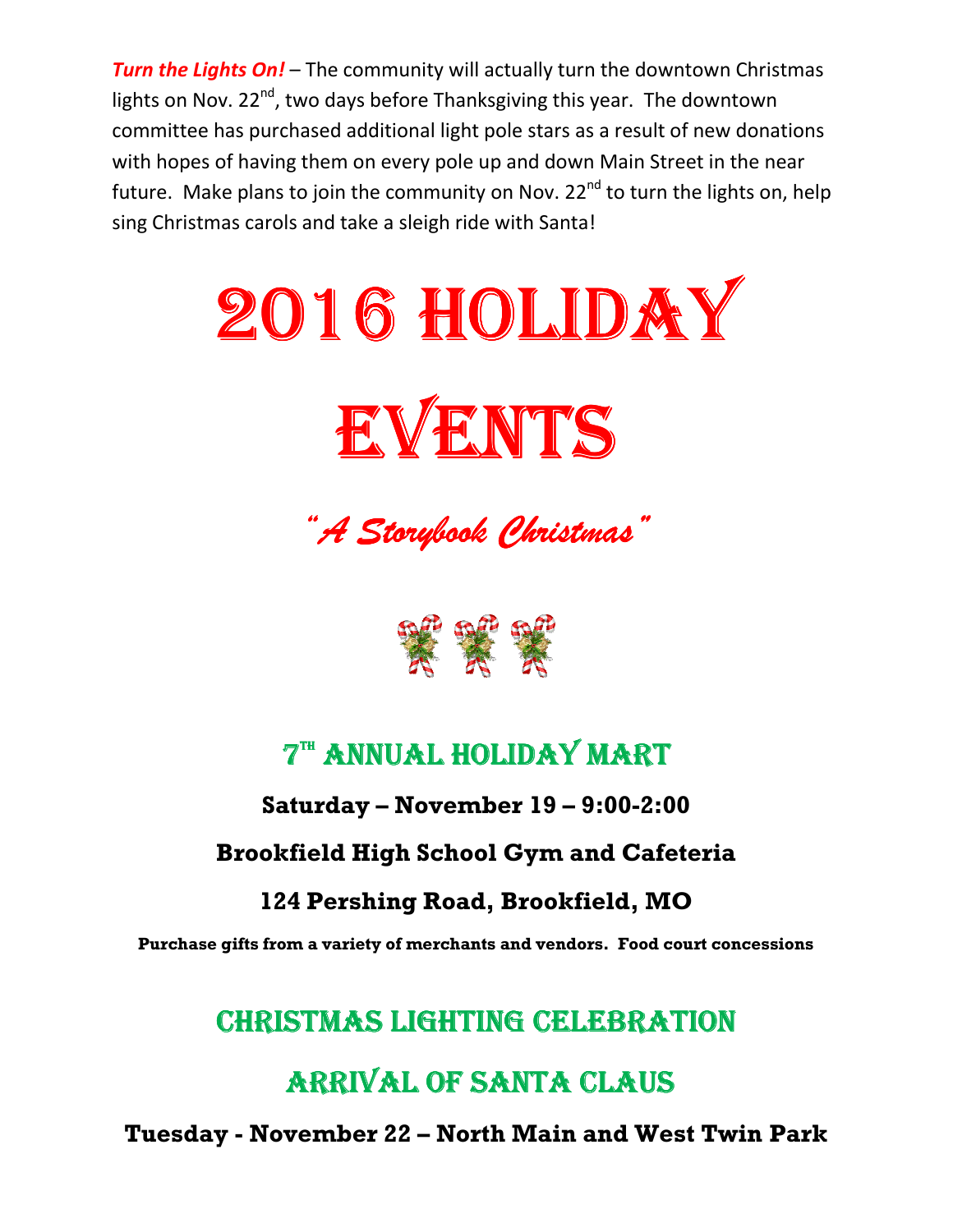***Turn the Lights On!*** – The community will actually turn the downtown Christmas lights on Nov. 22nd, two days before Thanksgiving this year. The downtown committee has purchased additional light pole stars as a result of new donations with hopes of having them on every pole up and down Main Street in the near future. Make plans to join the community on Nov. 22nd to turn the lights on, help sing Christmas carols and take a sleigh ride with Santa!

# 2016 HOLIDAY EVENTS

*"A Storybook Christmas"*

## 7th ANNUAL HOLIDAY MART

**Saturday – November 19 – 9:00-2:00**

**Brookfield High School Gym and Cafeteria**

**124 Pershing Road, Brookfield, MO**

**Purchase gifts from a variety of merchants and vendors. Food court concessions**

## CHRISTMAS LIGHTING CELEBRATION

## ARRIVAL OF SANTA CLAUS

**Tuesday - November 22 – North Main and West Twin Park**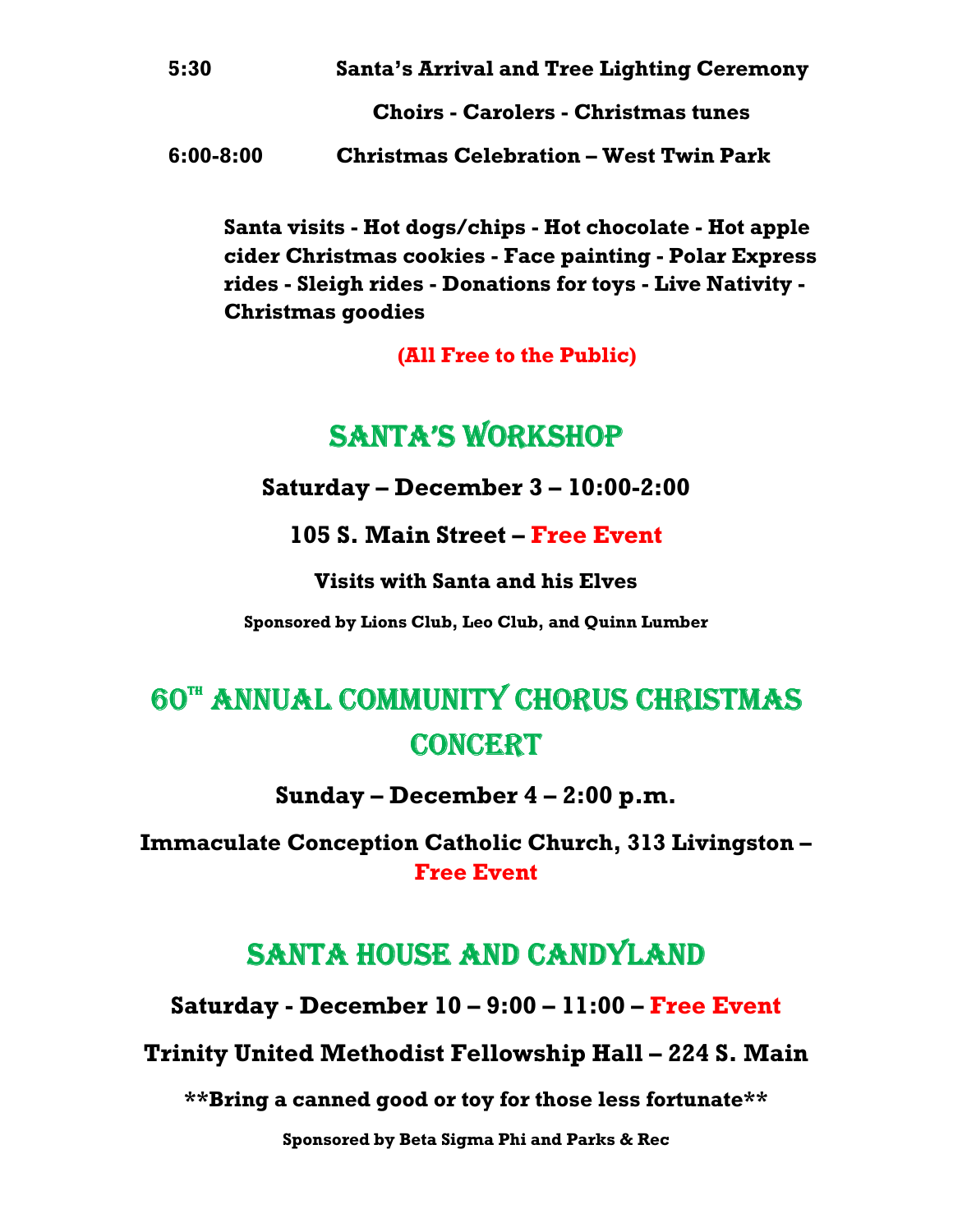**5:30** **Santa's Arrival and Tree Lighting Ceremony**

**Choirs - Carolers - Christmas tunes**

**6:00-8:00** **Christmas Celebration – West Twin Park**

**Santa visits - Hot dogs/chips - Hot chocolate - Hot apple cider Christmas cookies - Face painting - Polar Express rides - Sleigh rides - Donations for toys - Live Nativity - Christmas goodies**

**(All Free to the Public)**

## SANTA'S WORKSHOP

**Saturday – December 3 – 10:00-2:00**

**105 S. Main Street – Free Event**

**Visits with Santa and his Elves**

**Sponsored by Lions Club, Leo Club, and Quinn Lumber**

## 60TH ANNUAL COMMUNITY CHORUS CHRISTMAS CONCERT

**Sunday – December 4 – 2:00 p.m.**

**Immaculate Conception Catholic Church, 313 Livingston – Free Event**

## SANTA HOUSE AND CANDYLAND

**Saturday - December 10 – 9:00 – 11:00 – Free Event**

**Trinity United Methodist Fellowship Hall – 224 S. Main**

**\*\*Bring a canned good or toy for those less fortunate\*\***

**Sponsored by Beta Sigma Phi and Parks & Rec**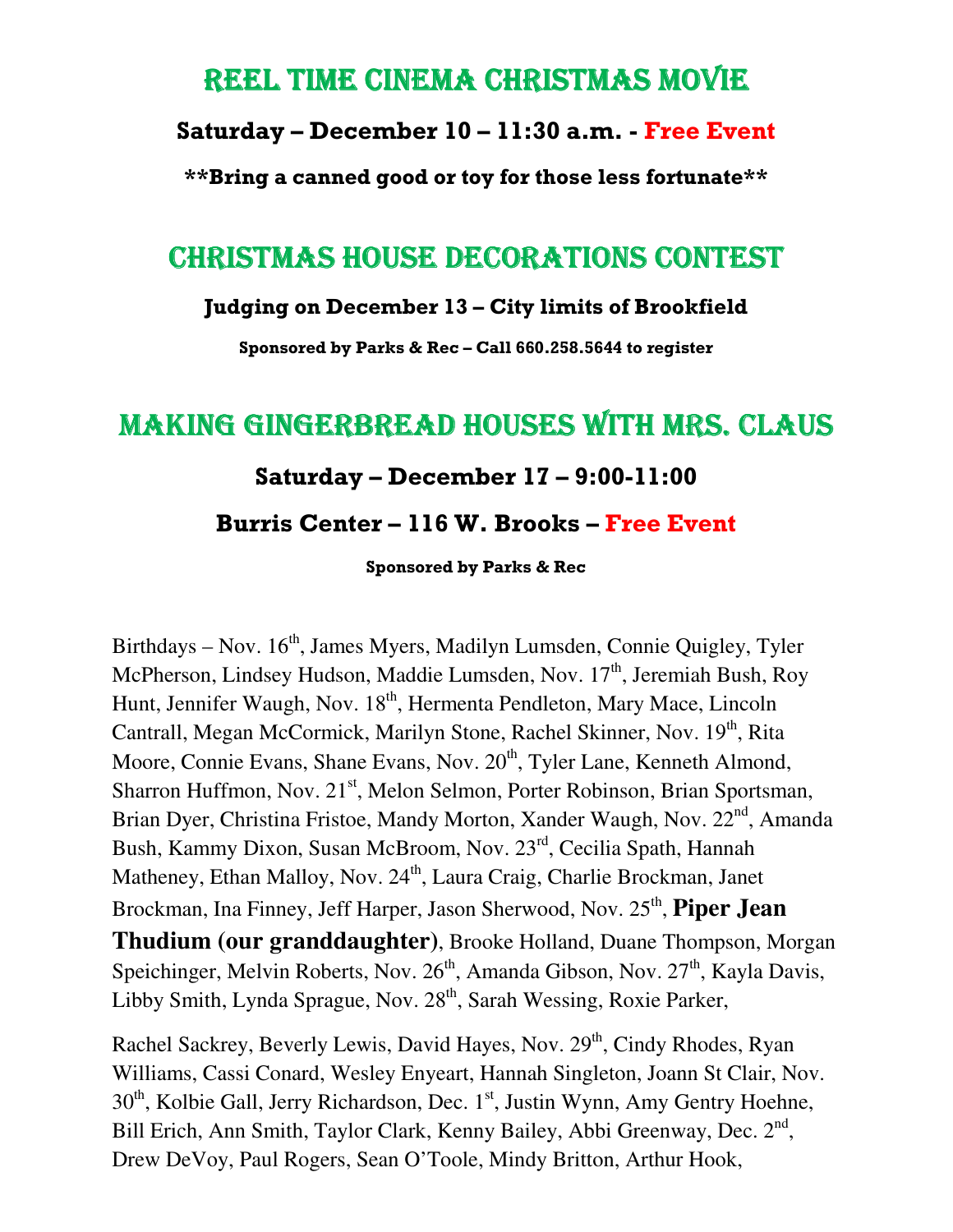# Reel Time Cinema Christmas Movie

**Saturday – December 10 – 11:30 a.m. - Free Event**

****Bring a canned good or toy for those less fortunate****

# Christmas House Decorations Contest

**Judging on December 13 – City limits of Brookfield**

**Sponsored by Parks & Rec – Call 660.258.5644 to register**

# Making Gingerbread Houses with Mrs. Claus

**Saturday – December 17 – 9:00-11:00**

**Burris Center – 116 W. Brooks – Free Event**

**Sponsored by Parks & Rec**

Birthdays – Nov. 16th, James Myers, Madilyn Lumsden, Connie Quigley, Tyler McPherson, Lindsey Hudson, Maddie Lumsden, Nov. 17th, Jeremiah Bush, Roy Hunt, Jennifer Waugh, Nov. 18th, Hermenta Pendleton, Mary Mace, Lincoln Cantrall, Megan McCormick, Marilyn Stone, Rachel Skinner, Nov. 19th, Rita Moore, Connie Evans, Shane Evans, Nov. 20th, Tyler Lane, Kenneth Almond, Sharron Huffmon, Nov. 21st, Melon Selmon, Porter Robinson, Brian Sportsman, Brian Dyer, Christina Fristoe, Mandy Morton, Xander Waugh, Nov. 22nd, Amanda Bush, Kammy Dixon, Susan McBroom, Nov. 23rd, Cecilia Spath, Hannah Matheney, Ethan Malloy, Nov. 24th, Laura Craig, Charlie Brockman, Janet Brockman, Ina Finney, Jeff Harper, Jason Sherwood, Nov. 25th, **Piper Jean Thudium (our granddaughter)**, Brooke Holland, Duane Thompson, Morgan Speichinger, Melvin Roberts, Nov. 26th, Amanda Gibson, Nov. 27th, Kayla Davis, Libby Smith, Lynda Sprague, Nov. 28th, Sarah Wessing, Roxie Parker,

Rachel Sackrey, Beverly Lewis, David Hayes, Nov. 29th, Cindy Rhodes, Ryan Williams, Cassi Conard, Wesley Enyeart, Hannah Singleton, Joann St Clair, Nov. 30th, Kolbie Gall, Jerry Richardson, Dec. 1st, Justin Wynn, Amy Gentry Hoehne, Bill Erich, Ann Smith, Taylor Clark, Kenny Bailey, Abbi Greenway, Dec. 2nd, Drew DeVoy, Paul Rogers, Sean O'Toole, Mindy Britton, Arthur Hook,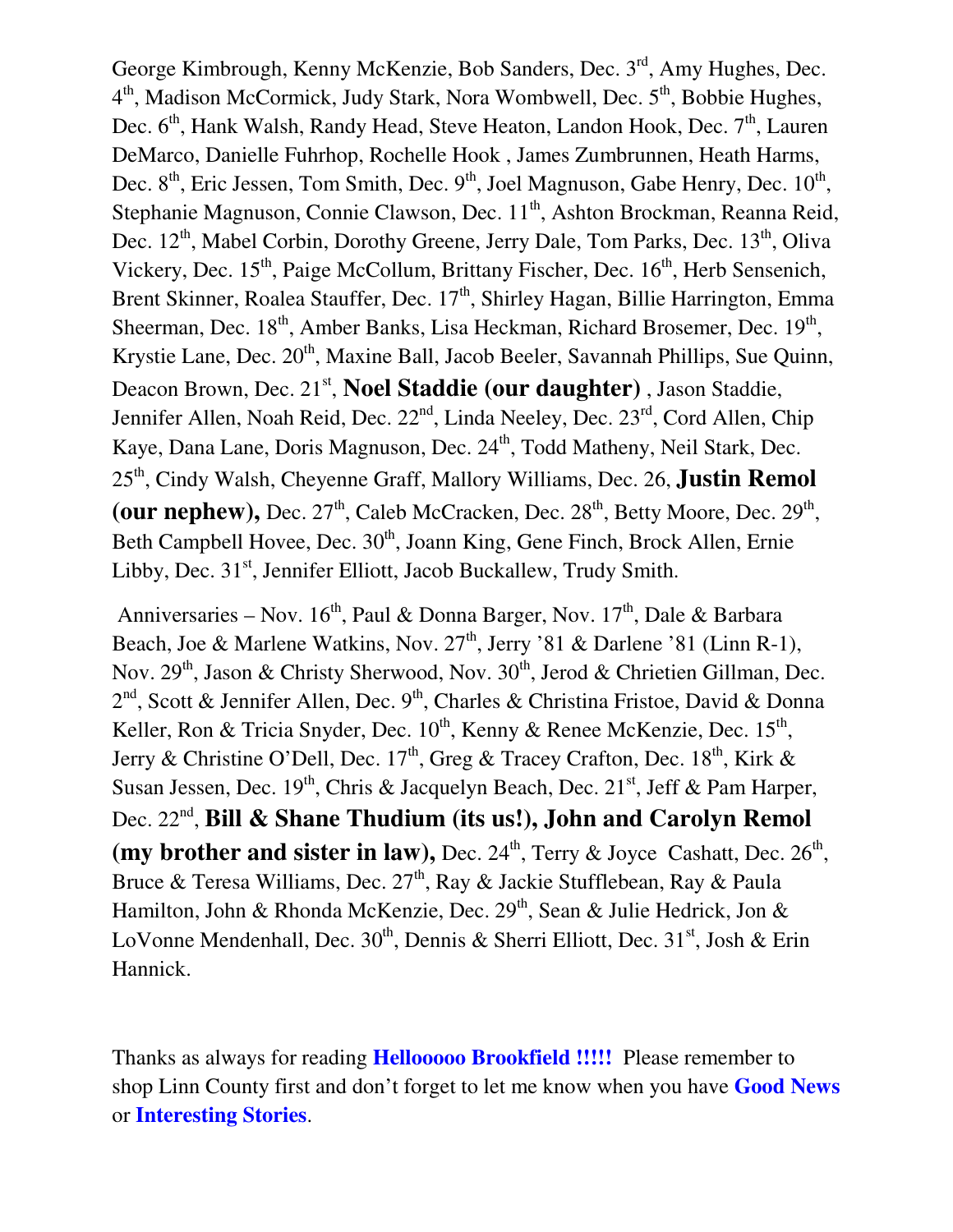George Kimbrough, Kenny McKenzie, Bob Sanders, Dec. 3rd, Amy Hughes, Dec. 4th, Madison McCormick, Judy Stark, Nora Wombwell, Dec. 5th, Bobbie Hughes, Dec. 6th, Hank Walsh, Randy Head, Steve Heaton, Landon Hook, Dec. 7th, Lauren DeMarco, Danielle Fuhrhop, Rochelle Hook , James Zumbrunnen, Heath Harms, Dec. 8th, Eric Jessen, Tom Smith, Dec. 9th, Joel Magnuson, Gabe Henry, Dec. 10th, Stephanie Magnuson, Connie Clawson, Dec. 11th, Ashton Brockman, Reanna Reid, Dec. 12th, Mabel Corbin, Dorothy Greene, Jerry Dale, Tom Parks, Dec. 13th, Oliva Vickery, Dec. 15th, Paige McCollum, Brittany Fischer, Dec. 16th, Herb Sensenich, Brent Skinner, Roalea Stauffer, Dec. 17th, Shirley Hagan, Billie Harrington, Emma Sheerman, Dec. 18th, Amber Banks, Lisa Heckman, Richard Brosemer, Dec. 19th, Krystie Lane, Dec. 20th, Maxine Ball, Jacob Beeler, Savannah Phillips, Sue Quinn, Deacon Brown, Dec. 21st, **Noel Staddie (our daughter)** , Jason Staddie, Jennifer Allen, Noah Reid, Dec. 22nd, Linda Neeley, Dec. 23rd, Cord Allen, Chip Kaye, Dana Lane, Doris Magnuson, Dec. 24th, Todd Matheny, Neil Stark, Dec. 25th, Cindy Walsh, Cheyenne Graff, Mallory Williams, Dec. 26, **Justin Remol (our nephew),** Dec. 27th, Caleb McCracken, Dec. 28th, Betty Moore, Dec. 29th, Beth Campbell Hovee, Dec. 30th, Joann King, Gene Finch, Brock Allen, Ernie Libby, Dec. 31st, Jennifer Elliott, Jacob Buckallew, Trudy Smith.

Anniversaries – Nov. 16th, Paul & Donna Barger, Nov. 17th, Dale & Barbara Beach, Joe & Marlene Watkins, Nov. 27th, Jerry '81 & Darlene '81 (Linn R-1), Nov. 29th, Jason & Christy Sherwood, Nov. 30th, Jerod & Chrietien Gillman, Dec. 2nd, Scott & Jennifer Allen, Dec. 9th, Charles & Christina Fristoe, David & Donna Keller, Ron & Tricia Snyder, Dec. 10th, Kenny & Renee McKenzie, Dec. 15th, Jerry & Christine O'Dell, Dec. 17th, Greg & Tracey Crafton, Dec. 18th, Kirk & Susan Jessen, Dec. 19th, Chris & Jacquelyn Beach, Dec. 21st, Jeff & Pam Harper, Dec. 22nd, **Bill & Shane Thudium (its us!), John and Carolyn Remol (my brother and sister in law),** Dec. 24th, Terry & Joyce Cashatt, Dec. 26th, Bruce & Teresa Williams, Dec. 27th, Ray & Jackie Stufflebean, Ray & Paula Hamilton, John & Rhonda McKenzie, Dec. 29th, Sean & Julie Hedrick, Jon & LoVonne Mendenhall, Dec. 30th, Dennis & Sherri Elliott, Dec. 31st, Josh & Erin Hannick.

Thanks as always for reading **Hellooooo Brookfield !!!!!** Please remember to shop Linn County first and don't forget to let me know when you have **Good News** or **Interesting Stories**.